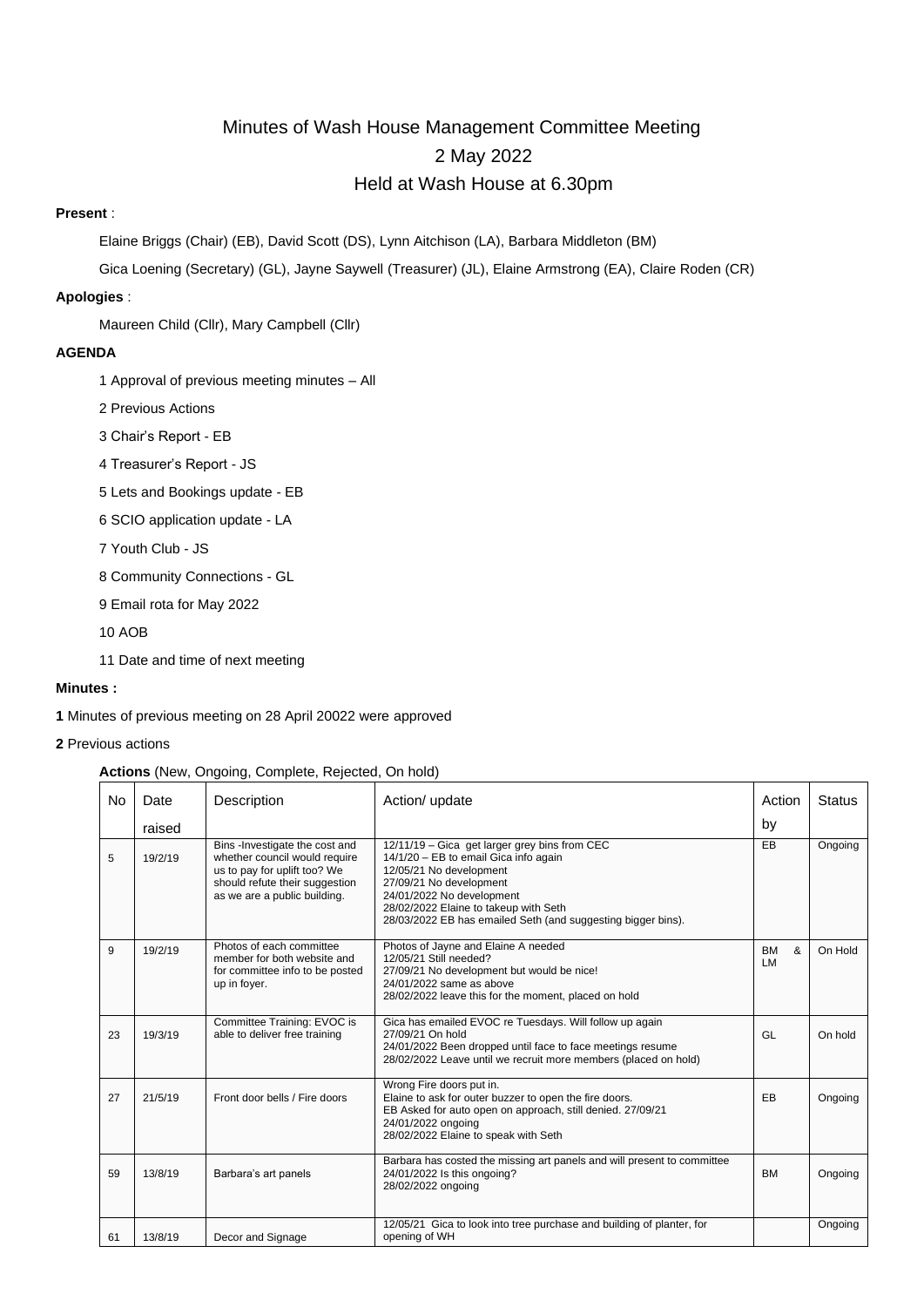# Minutes of Wash House Management Committee Meeting

## 2 May 2022

## Held at Wash House at 6.30pm

**Present** :

Elaine Briggs (Chair) (EB), David Scott (DS), Lynn Aitchison (LA), Barbara Middleton (BM)

Gica Loening (Secretary) (GL), Jayne Saywell (Treasurer) (JL), Elaine Armstrong (EA), Claire Roden (CR)

**Apologies** :

Maureen Child (Cllr), Mary Campbell (Cllr)

**AGENDA**

1 Approval of previous meeting minutes – All

2 Previous Actions

3 Chair's Report - EB

4 Treasurer's Report - JS

5 Lets and Bookings update - EB

6 SCIO application update - LA

7 Youth Club - JS

8 Community Connections - GL

9 Email rota for May 2022

10 AOB

11 Date and time of next meeting

**Minutes :**

**1** Minutes of previous meeting on 28 April 20022 were approved

**2** Previous actions

**Actions** (New, Ongoing, Complete, Rejected, On hold)

| No | Date raised | Description | Action/ update | Action by | Status |
|---|---|---|---|---|---|
| 5 | 19/2/19 | Bins -Investigate the cost and whether council would require us to pay for uplift too? We should refute their suggestion as we are a public building. | 12/11/19 – Gica get larger grey bins from CEC<br>14/1/20 – EB to email Gica info again<br>12/05/21 No development<br>27/09/21 No development<br>24/01/2022 No development<br>28/02/2022 Elaine to takeup with Seth<br>28/03/2022 EB has emailed Seth (and suggesting bigger bins). | EB | Ongoing |
| 9 | 19/2/19 | Photos of each committee member for both website and for committee info to be posted up in foyer. | Photos of Jayne and Elaine A needed<br>12/05/21 Still needed?<br>27/09/21 No development but would be nice!<br>24/01/2022 same as above<br>28/02/2022 leave this for the moment, placed on hold | BM & LM | On Hold |
| 23 | 19/3/19 | Committee Training: EVOC is able to deliver free training | Gica has emailed EVOC re Tuesdays. Will follow up again<br>27/09/21 On hold<br>24/01/2022 Been dropped until face to face meetings resume<br>28/02/2022 Leave until we recruit more members (placed on hold) | GL | On hold |
| 27 | 21/5/19 | Front door bells / Fire doors | Wrong Fire doors put in.<br>Elaine to ask for outer buzzer to open the fire doors.<br>EB Asked for auto open on approach, still denied. 27/09/21<br>24/01/2022 ongoing<br>28/02/2022 Elaine to speak with Seth | EB | Ongoing |
| 59 | 13/8/19 | Barbara's art panels | Barbara has costed the missing art panels and will present to committee<br>24/01/2022 Is this ongoing?<br>28/02/2022 ongoing | BM | Ongoing |
| 61 | 13/8/19 | Decor and Signage | 12/05/21 Gica to look into tree purchase and building of planter, for opening of WH | | Ongoing |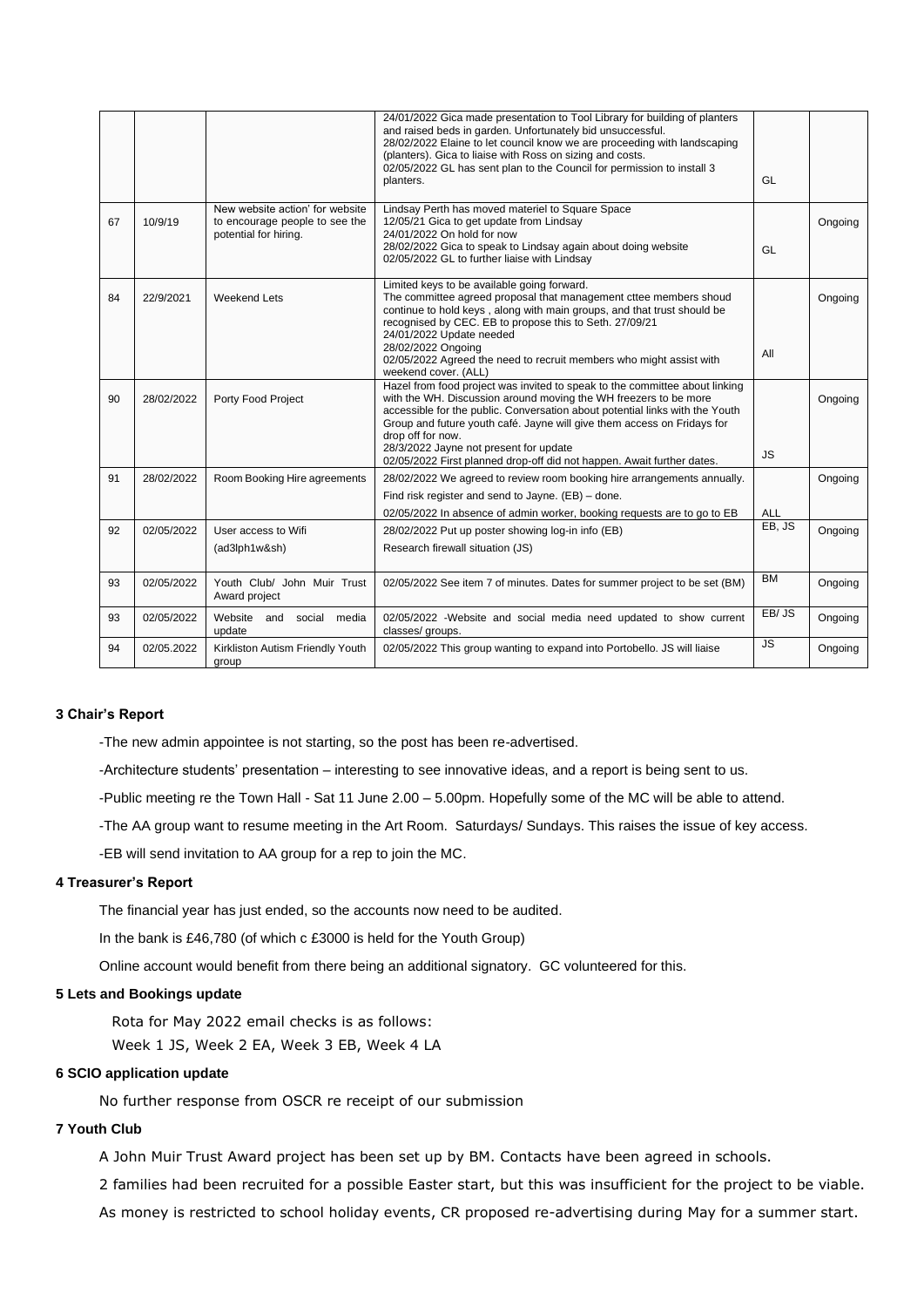| | | | | | |
|---|---|---|---|---|---|
| | | | 24/01/2022 Gica made presentation to Tool Library for building of planters and raised beds in garden. Unfortunately bid unsuccessful.<br>28/02/2022 Elaine to let council know we are proceeding with landscaping (planters). Gica to liaise with Ross on sizing and costs.<br>02/05/2022 GL has sent plan to the Council for permission to install 3 planters. | GL | |
| 67 | 10/9/19 | New website action' for website to encourage people to see the potential for hiring. | Lindsay Perth has moved materiel to Square Space<br>12/05/21 Gica to get update from Lindsay<br>24/01/2022 On hold for now<br>28/02/2022 Gica to speak to Lindsay again about doing website<br>02/05/2022 GL to further liaise with Lindsay | GL | Ongoing |
| 84 | 22/9/2021 | Weekend Lets | Limited keys to be available going forward.<br>The committee agreed proposal that management cttee members shoud continue to hold keys , along with main groups, and that trust should be recognised by CEC. EB to propose this to Seth. 27/09/21<br>24/01/2022 Update needed<br>28/02/2022 Ongoing<br>02/05/2022 Agreed the need to recruit members who might assist with weekend cover. (ALL) | All | Ongoing |
| 90 | 28/02/2022 | Porty Food Project | Hazel from food project was invited to speak to the committee about linking with the WH. Discussion around moving the WH freezers to be more accessible for the public. Conversation about potential links with the Youth Group and future youth café. Jayne will give them access on Fridays for drop off for now.<br>28/3/2022 Jayne not present for update<br>02/05/2022 First planned drop-off did not happen. Await further dates. | JS | Ongoing |
| 91 | 28/02/2022 | Room Booking Hire agreements | 28/02/2022 We agreed to review room booking hire arrangements annually.<br>Find risk register and send to Jayne. (EB) – done.<br>02/05/2022 In absence of admin worker, booking requests are to go to EB | ALL | Ongoing |
| 92 | 02/05/2022 | User access to Wifi<br>(ad3lph1w&sh) | 28/02/2022 Put up poster showing log-in info (EB)<br>Research firewall situation (JS) | EB, JS | Ongoing |
| 93 | 02/05/2022 | Youth Club/ John Muir Trust Award project | 02/05/2022 See item 7 of minutes. Dates for summer project to be set (BM) | BM | Ongoing |
| 93 | 02/05/2022 | Website and social media update | 02/05/2022 -Website and social media need updated to show current classes/ groups. | EB/ JS | Ongoing |
| 94 | 02/05.2022 | Kirkliston Autism Friendly Youth group | 02/05/2022 This group wanting to expand into Portobello. JS will liaise | JS | Ongoing |

#### 3 Chair's Report

-The new admin appointee is not starting, so the post has been re-advertised.

-Architecture students' presentation – interesting to see innovative ideas, and a report is being sent to us.

-Public meeting re the Town Hall - Sat 11 June 2.00 – 5.00pm. Hopefully some of the MC will be able to attend.

-The AA group want to resume meeting in the Art Room. Saturdays/ Sundays. This raises the issue of key access.

-EB will send invitation to AA group for a rep to join the MC.

#### 4 Treasurer's Report

The financial year has just ended, so the accounts now need to be audited.

In the bank is £46,780 (of which c £3000 is held for the Youth Group)

Online account would benefit from there being an additional signatory. GC volunteered for this.

#### 5 Lets and Bookings update

Rota for May 2022 email checks is as follows:

Week 1 JS, Week 2 EA, Week 3 EB, Week 4 LA

#### 6 SCIO application update

No further response from OSCR re receipt of our submission

#### 7 Youth Club

A John Muir Trust Award project has been set up by BM. Contacts have been agreed in schools.

2 families had been recruited for a possible Easter start, but this was insufficient for the project to be viable.

As money is restricted to school holiday events, CR proposed re-advertising during May for a summer start.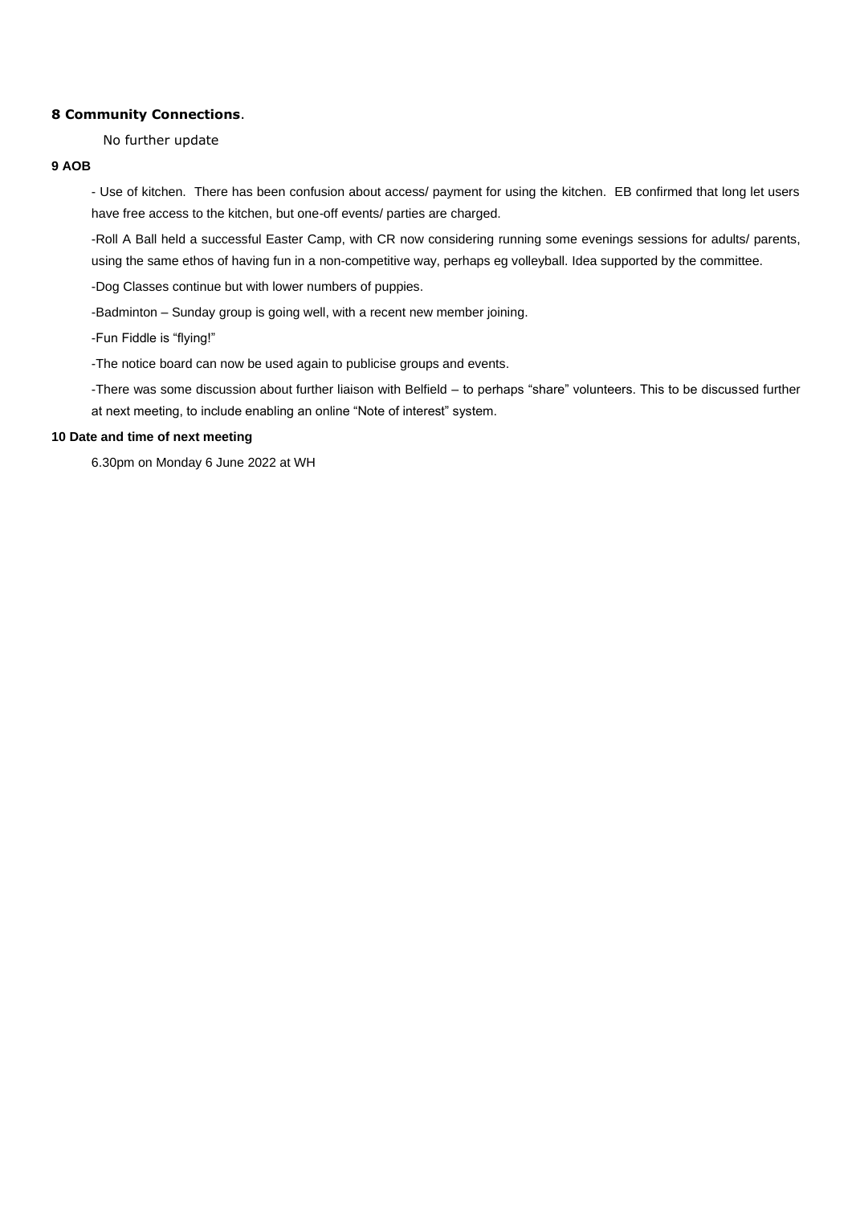**8 Community Connections**.

No further update

**9 AOB**

- Use of kitchen. There has been confusion about access/ payment for using the kitchen. EB confirmed that long let users have free access to the kitchen, but one-off events/ parties are charged.

-Roll A Ball held a successful Easter Camp, with CR now considering running some evenings sessions for adults/ parents, using the same ethos of having fun in a non-competitive way, perhaps eg volleyball. Idea supported by the committee.

-Dog Classes continue but with lower numbers of puppies.

-Badminton – Sunday group is going well, with a recent new member joining.

-Fun Fiddle is "flying!"

-The notice board can now be used again to publicise groups and events.

-There was some discussion about further liaison with Belfield – to perhaps "share" volunteers. This to be discussed further at next meeting, to include enabling an online "Note of interest" system.

**10 Date and time of next meeting**

6.30pm on Monday 6 June 2022 at WH